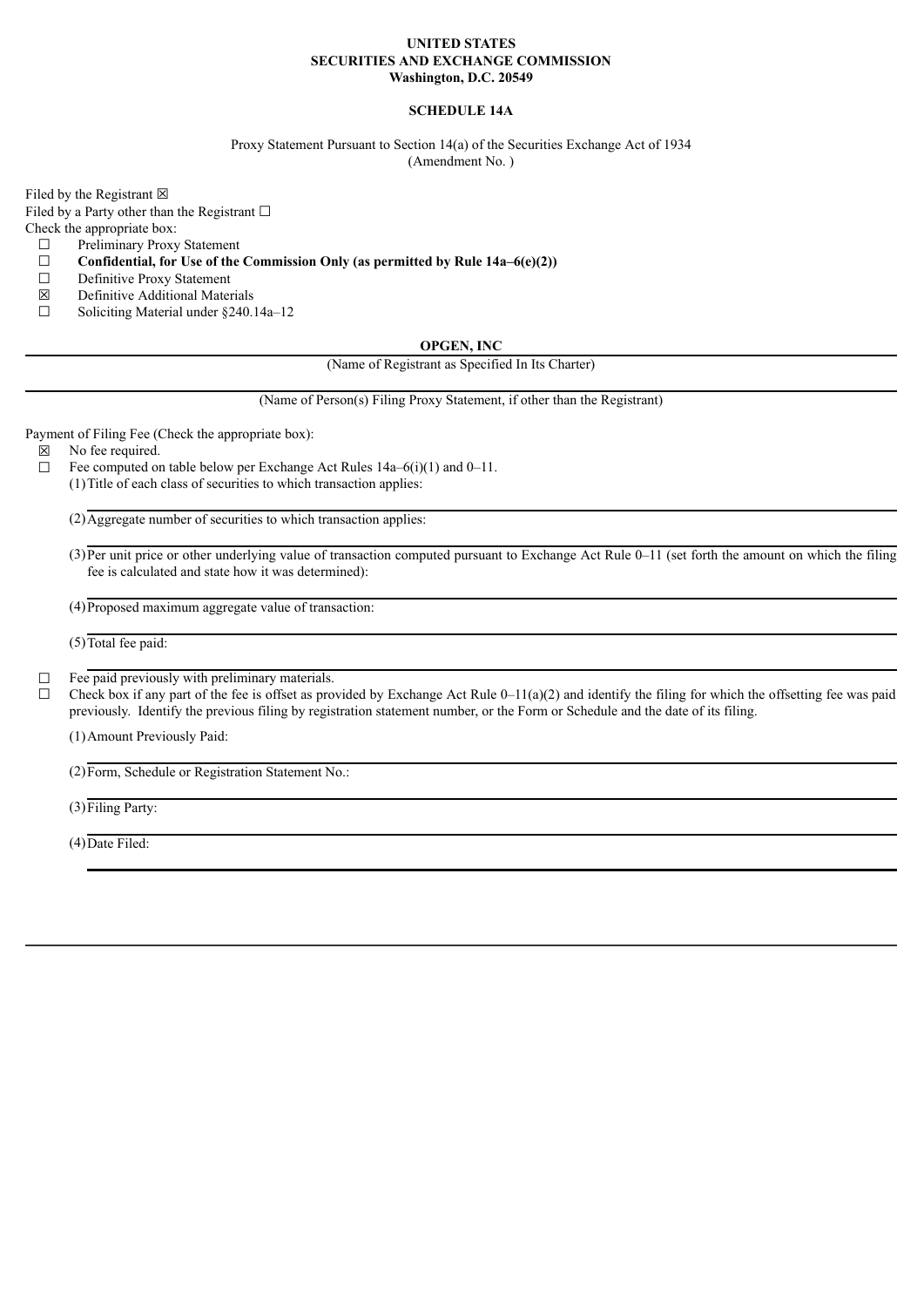**UNITED STATES**
**SECURITIES AND EXCHANGE COMMISSION**
**Washington, D.C. 20549**

**SCHEDULE 14A**

Proxy Statement Pursuant to Section 14(a) of the Securities Exchange Act of 1934
(Amendment No. )

Filed by the Registrant ☒
Filed by a Party other than the Registrant ☐
Check the appropriate box:

☐ Preliminary Proxy Statement
☐ **Confidential, for Use of the Commission Only (as permitted by Rule 14a–6(e)(2))**
☐ Definitive Proxy Statement
☒ Definitive Additional Materials
☐ Soliciting Material under §240.14a–12

**OPGEN, INC**

(Name of Registrant as Specified In Its Charter)

(Name of Person(s) Filing Proxy Statement, if other than the Registrant)

Payment of Filing Fee (Check the appropriate box):

☒ No fee required.
☐ Fee computed on table below per Exchange Act Rules 14a–6(i)(1) and 0–11.

(1) Title of each class of securities to which transaction applies:

(2) Aggregate number of securities to which transaction applies:

(3) Per unit price or other underlying value of transaction computed pursuant to Exchange Act Rule 0–11 (set forth the amount on which the filing fee is calculated and state how it was determined):

(4) Proposed maximum aggregate value of transaction:

(5) Total fee paid:

☐ Fee paid previously with preliminary materials.
☐ Check box if any part of the fee is offset as provided by Exchange Act Rule 0–11(a)(2) and identify the filing for which the offsetting fee was paid previously. Identify the previous filing by registration statement number, or the Form or Schedule and the date of its filing.

(1) Amount Previously Paid:

(2) Form, Schedule or Registration Statement No.:

(3) Filing Party:

(4) Date Filed: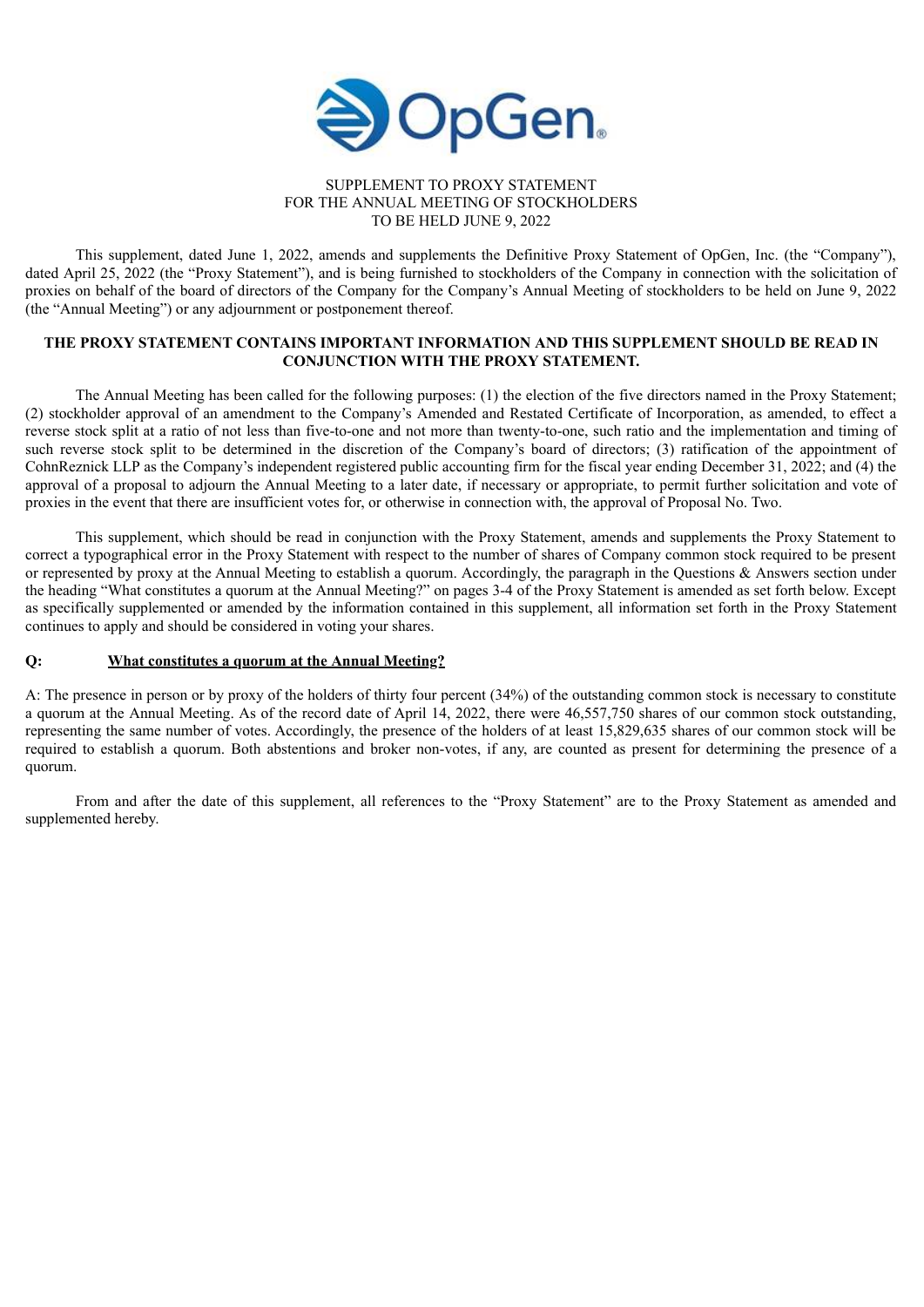SUPPLEMENT TO PROXY STATEMENT
FOR THE ANNUAL MEETING OF STOCKHOLDERS
TO BE HELD JUNE 9, 2022

This supplement, dated June 1, 2022, amends and supplements the Definitive Proxy Statement of OpGen, Inc. (the "Company"), dated April 25, 2022 (the "Proxy Statement"), and is being furnished to stockholders of the Company in connection with the solicitation of proxies on behalf of the board of directors of the Company for the Company's Annual Meeting of stockholders to be held on June 9, 2022 (the "Annual Meeting") or any adjournment or postponement thereof.

**THE PROXY STATEMENT CONTAINS IMPORTANT INFORMATION AND THIS SUPPLEMENT SHOULD BE READ IN CONJUNCTION WITH THE PROXY STATEMENT.**

The Annual Meeting has been called for the following purposes: (1) the election of the five directors named in the Proxy Statement; (2) stockholder approval of an amendment to the Company's Amended and Restated Certificate of Incorporation, as amended, to effect a reverse stock split at a ratio of not less than five-to-one and not more than twenty-to-one, such ratio and the implementation and timing of such reverse stock split to be determined in the discretion of the Company's board of directors; (3) ratification of the appointment of CohnReznick LLP as the Company's independent registered public accounting firm for the fiscal year ending December 31, 2022; and (4) the approval of a proposal to adjourn the Annual Meeting to a later date, if necessary or appropriate, to permit further solicitation and vote of proxies in the event that there are insufficient votes for, or otherwise in connection with, the approval of Proposal No. Two.

This supplement, which should be read in conjunction with the Proxy Statement, amends and supplements the Proxy Statement to correct a typographical error in the Proxy Statement with respect to the number of shares of Company common stock required to be present or represented by proxy at the Annual Meeting to establish a quorum. Accordingly, the paragraph in the Questions & Answers section under the heading "What constitutes a quorum at the Annual Meeting?" on pages 3-4 of the Proxy Statement is amended as set forth below. Except as specifically supplemented or amended by the information contained in this supplement, all information set forth in the Proxy Statement continues to apply and should be considered in voting your shares.

**Q: <u>What constitutes a quorum at the Annual Meeting?</u>**

A: The presence in person or by proxy of the holders of thirty four percent (34%) of the outstanding common stock is necessary to constitute a quorum at the Annual Meeting. As of the record date of April 14, 2022, there were 46,557,750 shares of our common stock outstanding, representing the same number of votes. Accordingly, the presence of the holders of at least 15,829,635 shares of our common stock will be required to establish a quorum. Both abstentions and broker non-votes, if any, are counted as present for determining the presence of a quorum.

From and after the date of this supplement, all references to the "Proxy Statement" are to the Proxy Statement as amended and supplemented hereby.